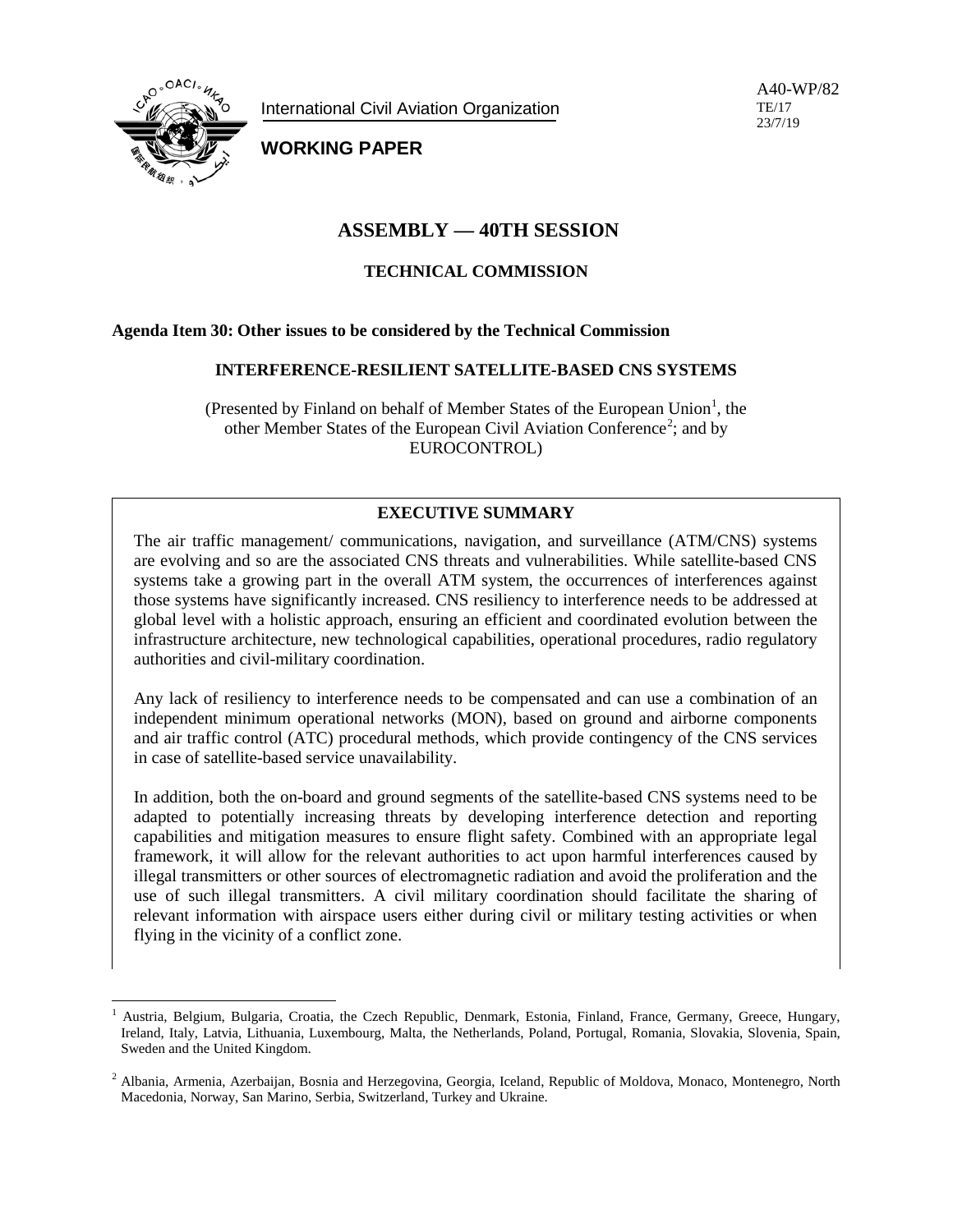International Civil Aviation Organization

**WORKING PAPER**

A40-WP/82
TE/17
23/7/19

# ASSEMBLY — 40TH SESSION

## TECHNICAL COMMISSION

**Agenda Item 30: Other issues to be considered by the Technical Commission**

### INTERFERENCE-RESILIENT SATELLITE-BASED CNS SYSTEMS

(Presented by Finland on behalf of Member States of the European Union[1], the other Member States of the European Civil Aviation Conference[2]; and by EUROCONTROL)

**EXECUTIVE SUMMARY**

The air traffic management/ communications, navigation, and surveillance (ATM/CNS) systems are evolving and so are the associated CNS threats and vulnerabilities. While satellite-based CNS systems take a growing part in the overall ATM system, the occurrences of interferences against those systems have significantly increased. CNS resiliency to interference needs to be addressed at global level with a holistic approach, ensuring an efficient and coordinated evolution between the infrastructure architecture, new technological capabilities, operational procedures, radio regulatory authorities and civil-military coordination.

Any lack of resiliency to interference needs to be compensated and can use a combination of an independent minimum operational networks (MON), based on ground and airborne components and air traffic control (ATC) procedural methods, which provide contingency of the CNS services in case of satellite-based service unavailability.

In addition, both the on-board and ground segments of the satellite-based CNS systems need to be adapted to potentially increasing threats by developing interference detection and reporting capabilities and mitigation measures to ensure flight safety. Combined with an appropriate legal framework, it will allow for the relevant authorities to act upon harmful interferences caused by illegal transmitters or other sources of electromagnetic radiation and avoid the proliferation and the use of such illegal transmitters. A civil military coordination should facilitate the sharing of relevant information with airspace users either during civil or military testing activities or when flying in the vicinity of a conflict zone.

---

[1] Austria, Belgium, Bulgaria, Croatia, the Czech Republic, Denmark, Estonia, Finland, France, Germany, Greece, Hungary, Ireland, Italy, Latvia, Lithuania, Luxembourg, Malta, the Netherlands, Poland, Portugal, Romania, Slovakia, Slovenia, Spain, Sweden and the United Kingdom.

[2] Albania, Armenia, Azerbaijan, Bosnia and Herzegovina, Georgia, Iceland, Republic of Moldova, Monaco, Montenegro, North Macedonia, Norway, San Marino, Serbia, Switzerland, Turkey and Ukraine.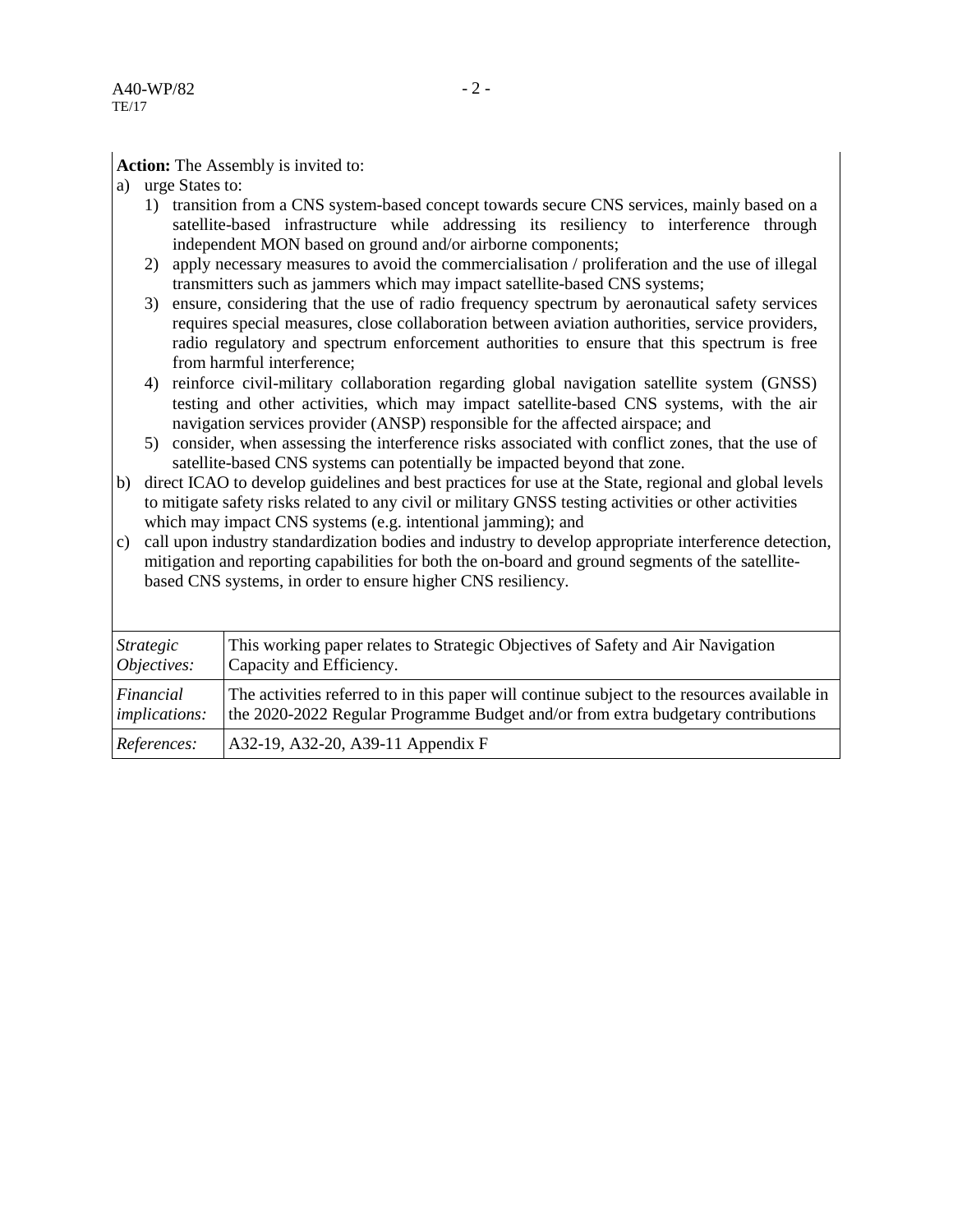**Action:** The Assembly is invited to:

a) urge States to:
   1) transition from a CNS system-based concept towards secure CNS services, mainly based on a satellite-based infrastructure while addressing its resiliency to interference through independent MON based on ground and/or airborne components;
   2) apply necessary measures to avoid the commercialisation / proliferation and the use of illegal transmitters such as jammers which may impact satellite-based CNS systems;
   3) ensure, considering that the use of radio frequency spectrum by aeronautical safety services requires special measures, close collaboration between aviation authorities, service providers, radio regulatory and spectrum enforcement authorities to ensure that this spectrum is free from harmful interference;
   4) reinforce civil-military collaboration regarding global navigation satellite system (GNSS) testing and other activities, which may impact satellite-based CNS systems, with the air navigation services provider (ANSP) responsible for the affected airspace; and
   5) consider, when assessing the interference risks associated with conflict zones, that the use of satellite-based CNS systems can potentially be impacted beyond that zone.

b) direct ICAO to develop guidelines and best practices for use at the State, regional and global levels to mitigate safety risks related to any civil or military GNSS testing activities or other activities which may impact CNS systems (e.g. intentional jamming); and

c) call upon industry standardization bodies and industry to develop appropriate interference detection, mitigation and reporting capabilities for both the on-board and ground segments of the satellite-based CNS systems, in order to ensure higher CNS resiliency.

| | |
|---|---|
| *Strategic Objectives:* | This working paper relates to Strategic Objectives of Safety and Air Navigation Capacity and Efficiency. |
| *Financial implications:* | The activities referred to in this paper will continue subject to the resources available in the 2020-2022 Regular Programme Budget and/or from extra budgetary contributions |
| *References:* | A32-19, A32-20, A39-11 Appendix F |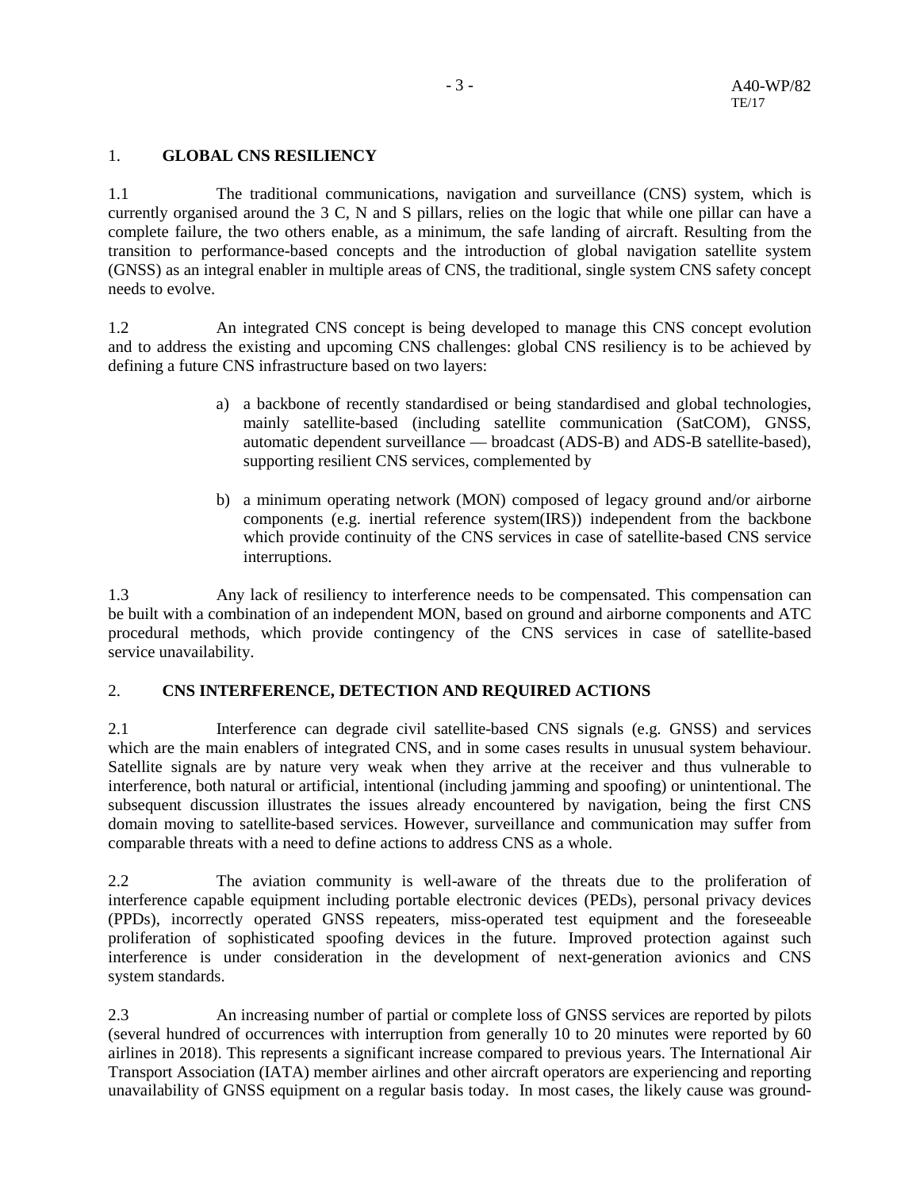## 1. GLOBAL CNS RESILIENCY

1.1 The traditional communications, navigation and surveillance (CNS) system, which is currently organised around the 3 C, N and S pillars, relies on the logic that while one pillar can have a complete failure, the two others enable, as a minimum, the safe landing of aircraft. Resulting from the transition to performance-based concepts and the introduction of global navigation satellite system (GNSS) as an integral enabler in multiple areas of CNS, the traditional, single system CNS safety concept needs to evolve.

1.2 An integrated CNS concept is being developed to manage this CNS concept evolution and to address the existing and upcoming CNS challenges: global CNS resiliency is to be achieved by defining a future CNS infrastructure based on two layers:

a) a backbone of recently standardised or being standardised and global technologies, mainly satellite-based (including satellite communication (SatCOM), GNSS, automatic dependent surveillance — broadcast (ADS-B) and ADS-B satellite-based), supporting resilient CNS services, complemented by

b) a minimum operating network (MON) composed of legacy ground and/or airborne components (e.g. inertial reference system(IRS)) independent from the backbone which provide continuity of the CNS services in case of satellite-based CNS service interruptions.

1.3 Any lack of resiliency to interference needs to be compensated. This compensation can be built with a combination of an independent MON, based on ground and airborne components and ATC procedural methods, which provide contingency of the CNS services in case of satellite-based service unavailability.

## 2. CNS INTERFERENCE, DETECTION AND REQUIRED ACTIONS

2.1 Interference can degrade civil satellite-based CNS signals (e.g. GNSS) and services which are the main enablers of integrated CNS, and in some cases results in unusual system behaviour. Satellite signals are by nature very weak when they arrive at the receiver and thus vulnerable to interference, both natural or artificial, intentional (including jamming and spoofing) or unintentional. The subsequent discussion illustrates the issues already encountered by navigation, being the first CNS domain moving to satellite-based services. However, surveillance and communication may suffer from comparable threats with a need to define actions to address CNS as a whole.

2.2 The aviation community is well-aware of the threats due to the proliferation of interference capable equipment including portable electronic devices (PEDs), personal privacy devices (PPDs), incorrectly operated GNSS repeaters, miss-operated test equipment and the foreseeable proliferation of sophisticated spoofing devices in the future. Improved protection against such interference is under consideration in the development of next-generation avionics and CNS system standards.

2.3 An increasing number of partial or complete loss of GNSS services are reported by pilots (several hundred of occurrences with interruption from generally 10 to 20 minutes were reported by 60 airlines in 2018). This represents a significant increase compared to previous years. The International Air Transport Association (IATA) member airlines and other aircraft operators are experiencing and reporting unavailability of GNSS equipment on a regular basis today. In most cases, the likely cause was ground-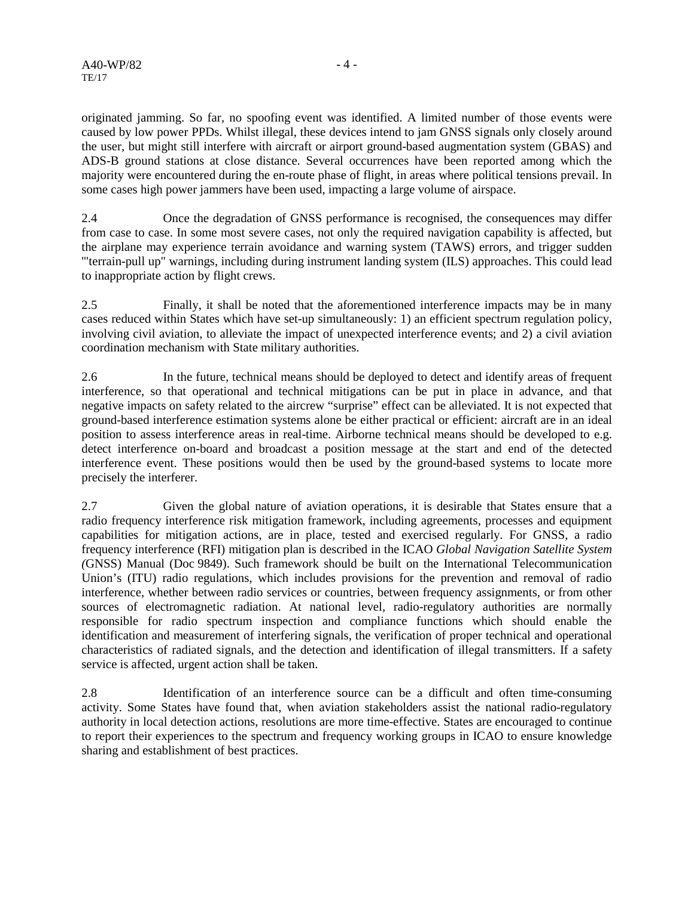originated jamming. So far, no spoofing event was identified. A limited number of those events were caused by low power PPDs. Whilst illegal, these devices intend to jam GNSS signals only closely around the user, but might still interfere with aircraft or airport ground-based augmentation system (GBAS) and ADS-B ground stations at close distance. Several occurrences have been reported among which the majority were encountered during the en-route phase of flight, in areas where political tensions prevail. In some cases high power jammers have been used, impacting a large volume of airspace.

2.4 Once the degradation of GNSS performance is recognised, the consequences may differ from case to case. In some most severe cases, not only the required navigation capability is affected, but the airplane may experience terrain avoidance and warning system (TAWS) errors, and trigger sudden "'terrain-pull up" warnings, including during instrument landing system (ILS) approaches. This could lead to inappropriate action by flight crews.

2.5 Finally, it shall be noted that the aforementioned interference impacts may be in many cases reduced within States which have set-up simultaneously: 1) an efficient spectrum regulation policy, involving civil aviation, to alleviate the impact of unexpected interference events; and 2) a civil aviation coordination mechanism with State military authorities.

2.6 In the future, technical means should be deployed to detect and identify areas of frequent interference, so that operational and technical mitigations can be put in place in advance, and that negative impacts on safety related to the aircrew "surprise" effect can be alleviated. It is not expected that ground-based interference estimation systems alone be either practical or efficient: aircraft are in an ideal position to assess interference areas in real-time. Airborne technical means should be developed to e.g. detect interference on-board and broadcast a position message at the start and end of the detected interference event. These positions would then be used by the ground-based systems to locate more precisely the interferer.

2.7 Given the global nature of aviation operations, it is desirable that States ensure that a radio frequency interference risk mitigation framework, including agreements, processes and equipment capabilities for mitigation actions, are in place, tested and exercised regularly. For GNSS, a radio frequency interference (RFI) mitigation plan is described in the ICAO *Global Navigation Satellite System (*GNSS) Manual (Doc 9849). Such framework should be built on the International Telecommunication Union's (ITU) radio regulations, which includes provisions for the prevention and removal of radio interference, whether between radio services or countries, between frequency assignments, or from other sources of electromagnetic radiation. At national level, radio-regulatory authorities are normally responsible for radio spectrum inspection and compliance functions which should enable the identification and measurement of interfering signals, the verification of proper technical and operational characteristics of radiated signals, and the detection and identification of illegal transmitters. If a safety service is affected, urgent action shall be taken.

2.8 Identification of an interference source can be a difficult and often time-consuming activity. Some States have found that, when aviation stakeholders assist the national radio-regulatory authority in local detection actions, resolutions are more time-effective. States are encouraged to continue to report their experiences to the spectrum and frequency working groups in ICAO to ensure knowledge sharing and establishment of best practices.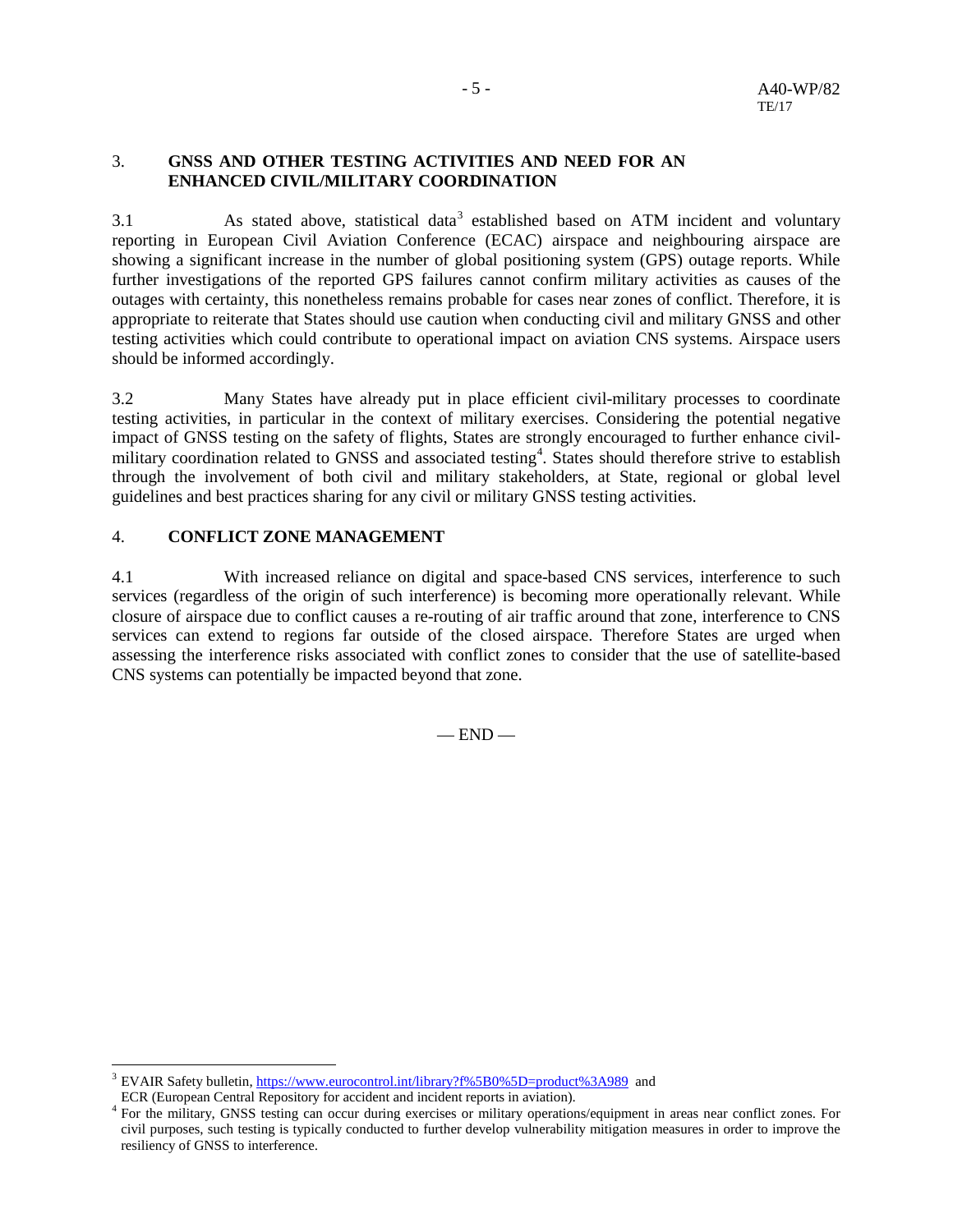## 3. GNSS AND OTHER TESTING ACTIVITIES AND NEED FOR AN ENHANCED CIVIL/MILITARY COORDINATION

3.1 As stated above, statistical data[3] established based on ATM incident and voluntary reporting in European Civil Aviation Conference (ECAC) airspace and neighbouring airspace are showing a significant increase in the number of global positioning system (GPS) outage reports. While further investigations of the reported GPS failures cannot confirm military activities as causes of the outages with certainty, this nonetheless remains probable for cases near zones of conflict. Therefore, it is appropriate to reiterate that States should use caution when conducting civil and military GNSS and other testing activities which could contribute to operational impact on aviation CNS systems. Airspace users should be informed accordingly.

3.2 Many States have already put in place efficient civil-military processes to coordinate testing activities, in particular in the context of military exercises. Considering the potential negative impact of GNSS testing on the safety of flights, States are strongly encouraged to further enhance civil-military coordination related to GNSS and associated testing[4]. States should therefore strive to establish through the involvement of both civil and military stakeholders, at State, regional or global level guidelines and best practices sharing for any civil or military GNSS testing activities.

## 4. CONFLICT ZONE MANAGEMENT

4.1 With increased reliance on digital and space-based CNS services, interference to such services (regardless of the origin of such interference) is becoming more operationally relevant. While closure of airspace due to conflict causes a re-routing of air traffic around that zone, interference to CNS services can extend to regions far outside of the closed airspace. Therefore States are urged when assessing the interference risks associated with conflict zones to consider that the use of satellite-based CNS systems can potentially be impacted beyond that zone.

— END —

---

[3] EVAIR Safety bulletin, https://www.eurocontrol.int/library?f%5B0%5D=product%3A989 and ECR (European Central Repository for accident and incident reports in aviation).

[4] For the military, GNSS testing can occur during exercises or military operations/equipment in areas near conflict zones. For civil purposes, such testing is typically conducted to further develop vulnerability mitigation measures in order to improve the resiliency of GNSS to interference.